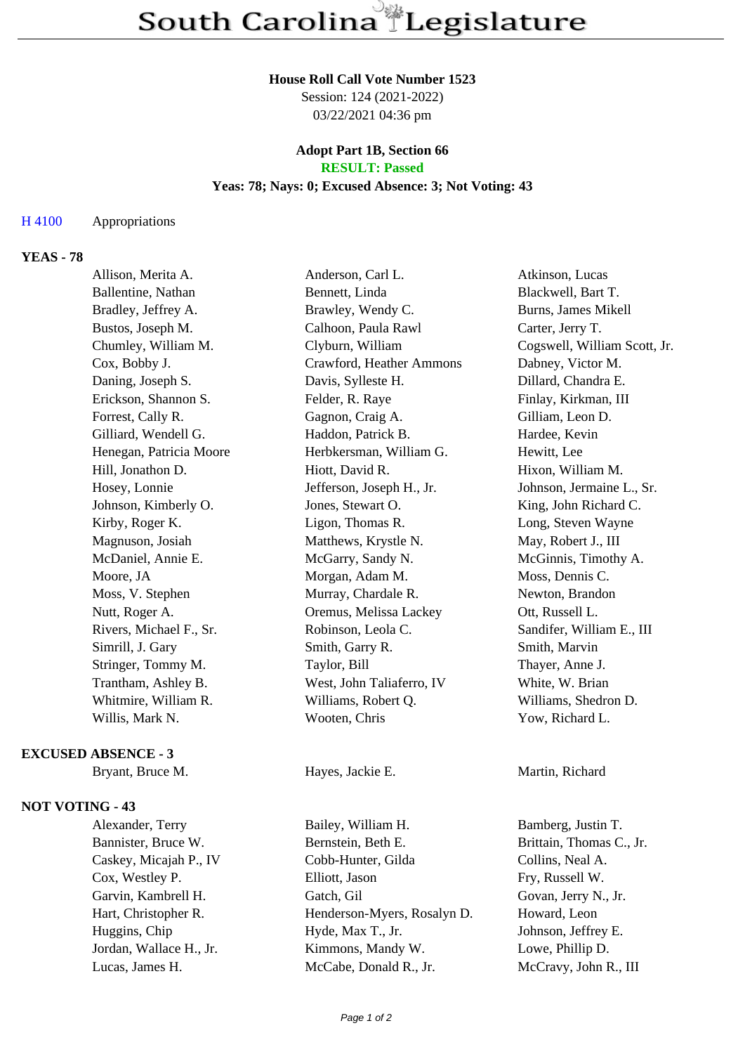# South Carolina Legislature

**House Roll Call Vote Number 1523**
Session: 124 (2021-2022)
03/22/2021 04:36 pm

**Adopt Part 1B, Section 66**
**RESULT: Passed**
**Yeas: 78; Nays: 0; Excused Absence: 3; Not Voting: 43**

H 4100 Appropriations

**YEAS - 78**

| | | |
|---|---|---|
| Allison, Merita A. | Anderson, Carl L. | Atkinson, Lucas |
| Ballentine, Nathan | Bennett, Linda | Blackwell, Bart T. |
| Bradley, Jeffrey A. | Brawley, Wendy C. | Burns, James Mikell |
| Bustos, Joseph M. | Calhoon, Paula Rawl | Carter, Jerry T. |
| Chumley, William M. | Clyburn, William | Cogswell, William Scott, Jr. |
| Cox, Bobby J. | Crawford, Heather Ammons | Dabney, Victor M. |
| Daning, Joseph S. | Davis, Sylleste H. | Dillard, Chandra E. |
| Erickson, Shannon S. | Felder, R. Raye | Finlay, Kirkman, III |
| Forrest, Cally R. | Gagnon, Craig A. | Gilliam, Leon D. |
| Gilliard, Wendell G. | Haddon, Patrick B. | Hardee, Kevin |
| Henegan, Patricia Moore | Herbkersman, William G. | Hewitt, Lee |
| Hill, Jonathon D. | Hiott, David R. | Hixon, William M. |
| Hosey, Lonnie | Jefferson, Joseph H., Jr. | Johnson, Jermaine L., Sr. |
| Johnson, Kimberly O. | Jones, Stewart O. | King, John Richard C. |
| Kirby, Roger K. | Ligon, Thomas R. | Long, Steven Wayne |
| Magnuson, Josiah | Matthews, Krystle N. | May, Robert J., III |
| McDaniel, Annie E. | McGarry, Sandy N. | McGinnis, Timothy A. |
| Moore, JA | Morgan, Adam M. | Moss, Dennis C. |
| Moss, V. Stephen | Murray, Chardale R. | Newton, Brandon |
| Nutt, Roger A. | Oremus, Melissa Lackey | Ott, Russell L. |
| Rivers, Michael F., Sr. | Robinson, Leola C. | Sandifer, William E., III |
| Simrill, J. Gary | Smith, Garry R. | Smith, Marvin |
| Stringer, Tommy M. | Taylor, Bill | Thayer, Anne J. |
| Trantham, Ashley B. | West, John Taliaferro, IV | White, W. Brian |
| Whitmire, William R. | Williams, Robert Q. | Williams, Shedron D. |
| Willis, Mark N. | Wooten, Chris | Yow, Richard L. |

**EXCUSED ABSENCE - 3**

| | | |
|---|---|---|
| Bryant, Bruce M. | Hayes, Jackie E. | Martin, Richard |

**NOT VOTING - 43**

| | | |
|---|---|---|
| Alexander, Terry | Bailey, William H. | Bamberg, Justin T. |
| Bannister, Bruce W. | Bernstein, Beth E. | Brittain, Thomas C., Jr. |
| Caskey, Micajah P., IV | Cobb-Hunter, Gilda | Collins, Neal A. |
| Cox, Westley P. | Elliott, Jason | Fry, Russell W. |
| Garvin, Kambrell H. | Gatch, Gil | Govan, Jerry N., Jr. |
| Hart, Christopher R. | Henderson-Myers, Rosalyn D. | Howard, Leon |
| Huggins, Chip | Hyde, Max T., Jr. | Johnson, Jeffrey E. |
| Jordan, Wallace H., Jr. | Kimmons, Mandy W. | Lowe, Phillip D. |
| Lucas, James H. | McCabe, Donald R., Jr. | McCravy, John R., III |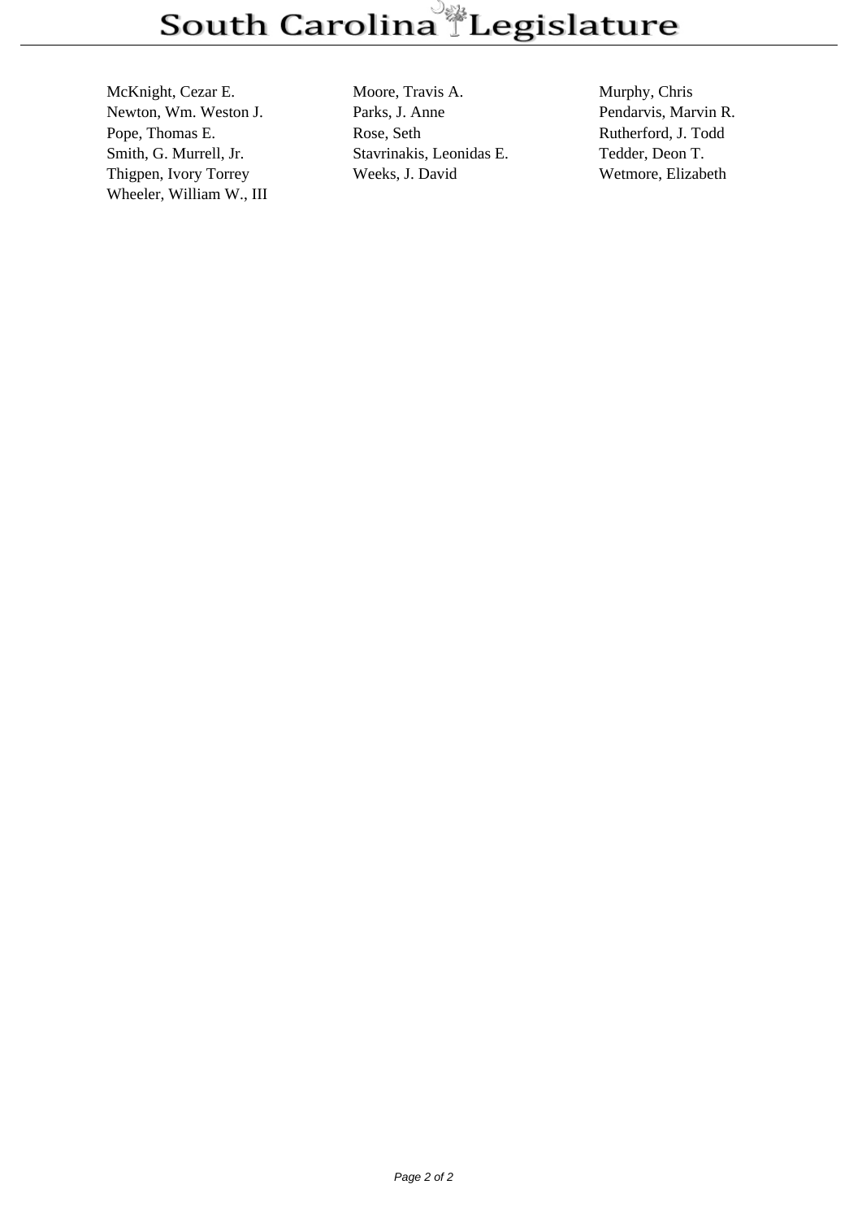McKnight, Cezar E.
Moore, Travis A.
Murphy, Chris
Newton, Wm. Weston J.
Parks, J. Anne
Pendarvis, Marvin R.
Pope, Thomas E.
Rose, Seth
Rutherford, J. Todd
Smith, G. Murrell, Jr.
Stavrinakis, Leonidas E.
Tedder, Deon T.
Thigpen, Ivory Torrey
Weeks, J. David
Wetmore, Elizabeth
Wheeler, William W., III